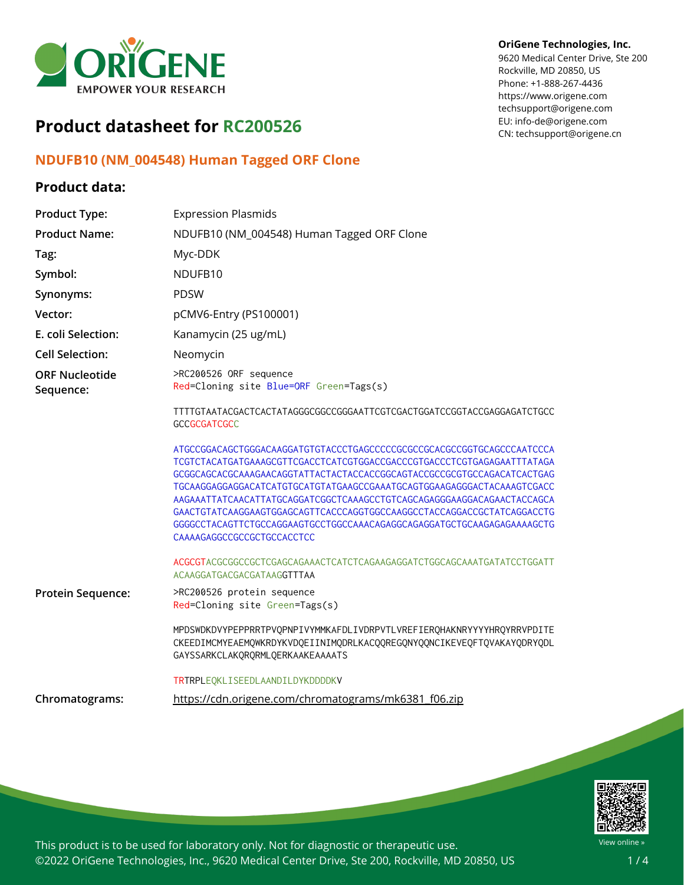OriGene Technologies, Inc.
9620 Medical Center Drive, Ste 200
Rockville, MD 20850, US
Phone: +1-888-267-4436
https://www.origene.com
techsupport@origene.com
EU: info-de@origene.com
CN: techsupport@origene.cn

# Product datasheet for RC200526

## NDUFB10 (NM_004548) Human Tagged ORF Clone

### Product data:

| | |
|---|---|
| Product Type: | Expression Plasmids |
| Product Name: | NDUFB10 (NM_004548) Human Tagged ORF Clone |
| Tag: | Myc-DDK |
| Symbol: | NDUFB10 |
| Synonyms: | PDSW |
| Vector: | pCMV6-Entry (PS100001) |
| E. coli Selection: | Kanamycin (25 ug/mL) |
| Cell Selection: | Neomycin |

**ORF Nucleotide Sequence:**

```
>RC200526 ORF sequence
Red=Cloning site Blue=ORF Green=Tags(s)

TTTTGTAATACGACTCACTATAGGGCGGCCGGGAATTCGTCGACTGGATCCGGTACCGAGGAGATCTGCC
GCCGCGATCGCC

ATGCCGGACAGCTGGGACAAGGATGTGTACCCTGAGCCCCCGCGCCGCACGCCGGTGCAGCCCAATCCCA
TCGTCTACATGATGAAAGCGTTCGACCTCATCGTGGACCGACCCGTGACCCTCGTGAGAGAATTTATAGA
GCGGCAGCACGCAAAGAACAGGTATTACTACTACCACCGGCAGTACCGCCGCGTGCCAGACATCACTGAG
TGCAAGGAGGAGGACATCATGTGCATGTATGAAGCCGAAATGCAGTGGAAGAGGGACTACAAAGTCGACC
AAGAAATTATCAACATTATGCAGGATCGGCTCAAAGCCTGTCAGCAGAGGGAAGGACAGAACTACCAGCA
GAACTGTATCAAGGAAGTGGAGCAGTTCACCCAGGTGGCCAAGGCCTACCAGGACCGCTATCAGGACCTG
GGGGCCTACAGTTCTGCCAGGAAGTGCCTGGCCAAACAGAGGCAGAGGATGCTGCAAGAGAGAAAAGCTG
CAAAAGAGGCCGCCGCTGCCACCTCC

ACGCGTACGCGGCCGCTCGAGCAGAAACTCATCTCAGAAGAGGATCTGGCAGCAAATGATATCCTGGATT
ACAAGGATGACGACGATAAGGTTTAA
```

**Protein Sequence:**

```
>RC200526 protein sequence
Red=Cloning site Green=Tags(s)

MPDSWDKDVYPEPPRRTPVQPNPIVYMMKAFDLIVDRPVTLVREFIERQHAKNRYYYYHRQYRRVPDITE
CKEEDIMCMYEAEMQWKRDYKVDQEIINIMQDRLKACQQREGQNYQQNCIKEVEQFTQVAKAYQDRYQDL
GAYSSARKCLAKQRQRMLQERKAAKEAAAATS

TRTRPLEQKLISEEDLAANDILDYKDDDDKV
```

**Chromatograms:** https://cdn.origene.com/chromatograms/mk6381_f06.zip

This product is to be used for laboratory only. Not for diagnostic or therapeutic use.
©2022 OriGene Technologies, Inc., 9620 Medical Center Drive, Ste 200, Rockville, MD 20850, US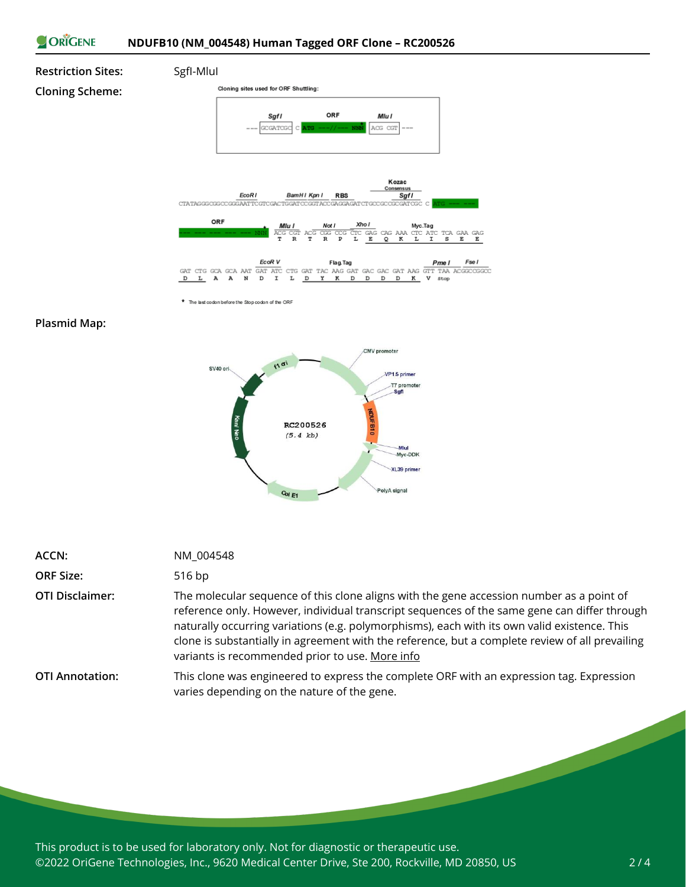**Restriction Sites:** SgfI-MluI

**Cloning Scheme:**

Cloning sites used for ORF Shuttling:

--- SgfI GCGATCGC C ATG ---//--- NNN MluI ACG CGT ---

```
                          EcoR I      BamH I Kpn I   RBS            Kozac Consensus  Sgf I
CTATAGGGCGGCCGGGAATTCGTCGACTGGATCCGGTACCGAGGAGATCTGCCGCCGCGATCGC C ATG --- ---

ORF                         *  Mlu I       Not I       Xho I              Myc.Tag
--- --- --- --- --- --- NNN  ACG CGT ACG CGG CCG CTC GAG CAG AAA CTC ATC TCA GAA GAG
                              T   R   T   R   P   L   E   Q   K   L   I   S   E   E

                    EcoR V              Flag.Tag                          Pme I    Fse I
GAT CTG GCA GCA AAT GAT ATC CTG GAT TAC AAG GAT GAC GAC GAT AAG GTT TAA ACGGCCGGCC
 D   L   A   A   N   D   I   L   D   Y   K   D   D   D   D   K   V  Stop
```

\* The last codon before the Stop codon of the ORF

**Plasmid Map:**

RC200526 (5.4 kb)

CMV promoter, VP1.5 primer, T7 promoter, SgfI, NDUFB10, MluI, Myc-DDK, XL39 primer, PolyA signal, Col E1, Kan/ Neo, SV40 ori, f1 ori

**ACCN:** NM_004548

**ORF Size:** 516 bp

**OTI Disclaimer:** The molecular sequence of this clone aligns with the gene accession number as a point of reference only. However, individual transcript sequences of the same gene can differ through naturally occurring variations (e.g. polymorphisms), each with its own valid existence. This clone is substantially in agreement with the reference, but a complete review of all prevailing variants is recommended prior to use. More info

**OTI Annotation:** This clone was engineered to express the complete ORF with an expression tag. Expression varies depending on the nature of the gene.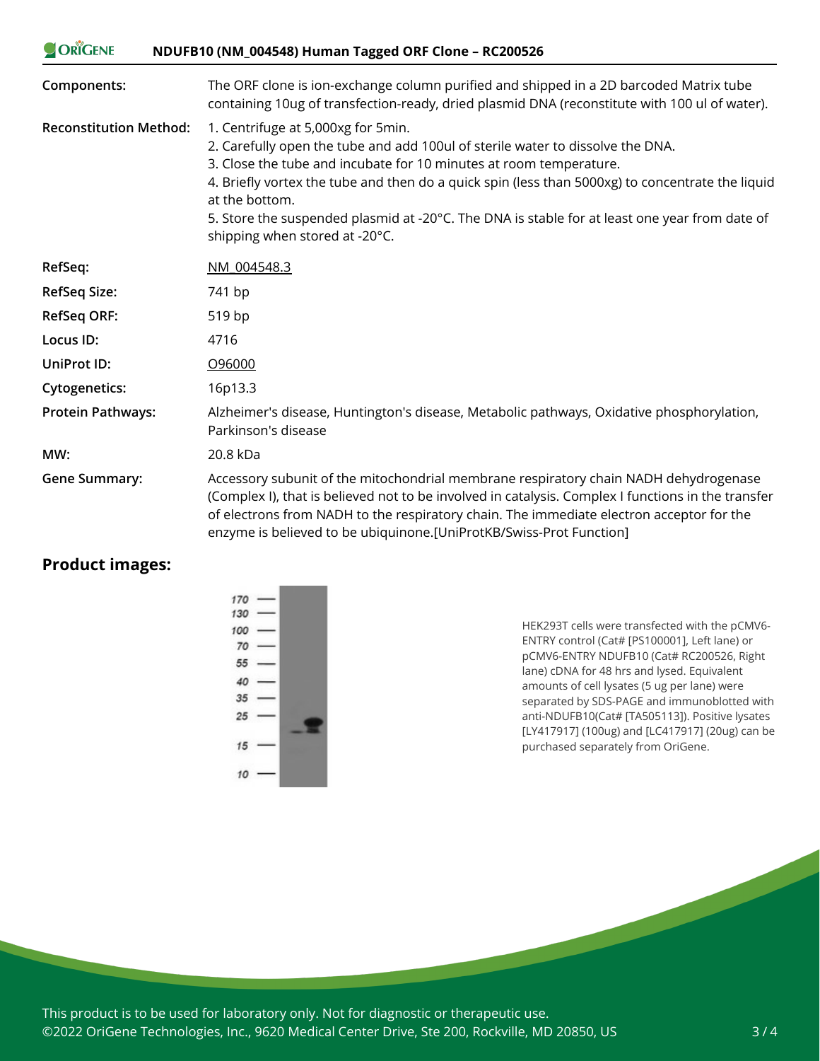| | |
|---|---|
| **Components:** | The ORF clone is ion-exchange column purified and shipped in a 2D barcoded Matrix tube containing 10ug of transfection-ready, dried plasmid DNA (reconstitute with 100 ul of water). |
| **Reconstitution Method:** | 1. Centrifuge at 5,000xg for 5min.<br>2. Carefully open the tube and add 100ul of sterile water to dissolve the DNA.<br>3. Close the tube and incubate for 10 minutes at room temperature.<br>4. Briefly vortex the tube and then do a quick spin (less than 5000xg) to concentrate the liquid at the bottom.<br>5. Store the suspended plasmid at -20°C. The DNA is stable for at least one year from date of shipping when stored at -20°C. |
| **RefSeq:** | NM_004548.3 |
| **RefSeq Size:** | 741 bp |
| **RefSeq ORF:** | 519 bp |
| **Locus ID:** | 4716 |
| **UniProt ID:** | O96000 |
| **Cytogenetics:** | 16p13.3 |
| **Protein Pathways:** | Alzheimer's disease, Huntington's disease, Metabolic pathways, Oxidative phosphorylation, Parkinson's disease |
| **MW:** | 20.8 kDa |
| **Gene Summary:** | Accessory subunit of the mitochondrial membrane respiratory chain NADH dehydrogenase (Complex I), that is believed not to be involved in catalysis. Complex I functions in the transfer of electrons from NADH to the respiratory chain. The immediate electron acceptor for the enzyme is believed to be ubiquinone.[UniProtKB/Swiss-Prot Function] |

## Product images:

HEK293T cells were transfected with the pCMV6-ENTRY control (Cat# [PS100001], Left lane) or pCMV6-ENTRY NDUFB10 (Cat# RC200526, Right lane) cDNA for 48 hrs and lysed. Equivalent amounts of cell lysates (5 ug per lane) were separated by SDS-PAGE and immunoblotted with anti-NDUFB10(Cat# [TA505113]). Positive lysates [LY417917] (100ug) and [LC417917] (20ug) can be purchased separately from OriGene.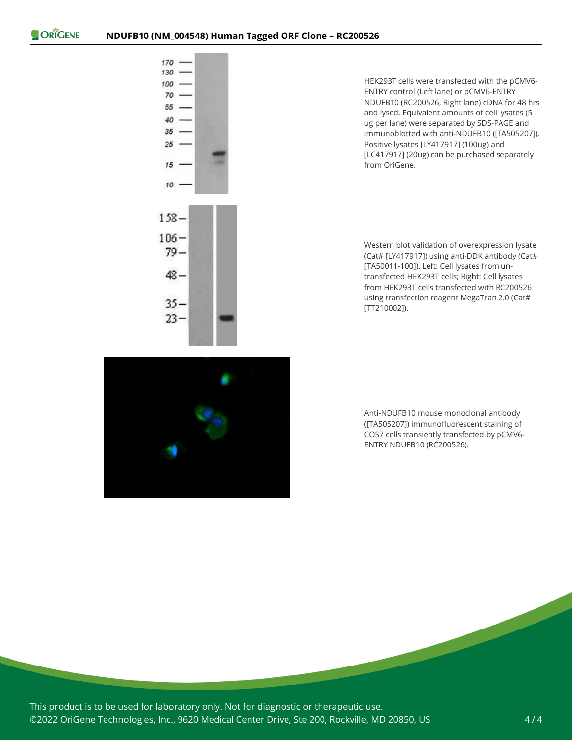170
130
100
70
55
40
35
25
15
10

HEK293T cells were transfected with the pCMV6-ENTRY control (Left lane) or pCMV6-ENTRY NDUFB10 (RC200526, Right lane) cDNA for 48 hrs and lysed. Equivalent amounts of cell lysates (5 ug per lane) were separated by SDS-PAGE and immunoblotted with anti-NDUFB10 ([TA505207]). Positive lysates [LY417917] (100ug) and [LC417917] (20ug) can be purchased separately from OriGene.

158
106
79
48
35
23

Western blot validation of overexpression lysate (Cat# [LY417917]) using anti-DDK antibody (Cat# [TA50011-100]). Left: Cell lysates from un-transfected HEK293T cells; Right: Cell lysates from HEK293T cells transfected with RC200526 using transfection reagent MegaTran 2.0 (Cat# [TT210002]).

Anti-NDUFB10 mouse monoclonal antibody ([TA505207]) immunofluorescent staining of COS7 cells transiently transfected by pCMV6-ENTRY NDUFB10 (RC200526).

This product is to be used for laboratory only. Not for diagnostic or therapeutic use.
©2022 OriGene Technologies, Inc., 9620 Medical Center Drive, Ste 200, Rockville, MD 20850, US